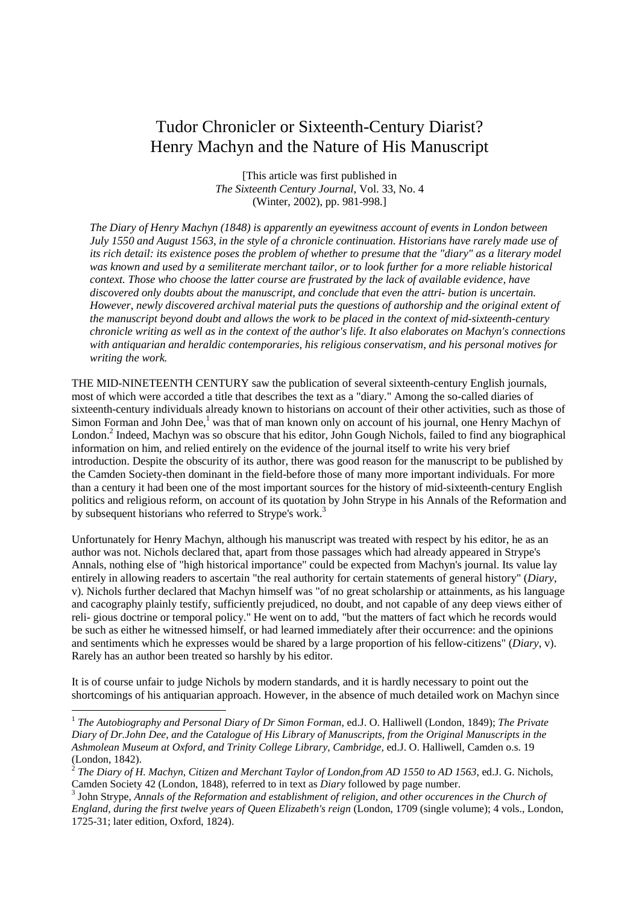# Tudor Chronicler or Sixteenth-Century Diarist? Henry Machyn and the Nature of His Manuscript

[This article was first published in *The Sixteenth Century Journal*, Vol. 33, No. 4 (Winter, 2002), pp. 981-998.]

*The Diary of Henry Machyn (1848) is apparently an eyewitness account of events in London between July 1550 and August 1563, in the style of a chronicle continuation. Historians have rarely made use of its rich detail: its existence poses the problem of whether to presume that the "diary" as a literary model was known and used by a semiliterate merchant tailor, or to look further for a more reliable historical context. Those who choose the latter course are frustrated by the lack of available evidence, have discovered only doubts about the manuscript, and conclude that even the attri- bution is uncertain. However, newly discovered archival material puts the questions of authorship and the original extent of the manuscript beyond doubt and allows the work to be placed in the context of mid-sixteenth-century chronicle writing as well as in the context of the author's life. It also elaborates on Machyn's connections with antiquarian and heraldic contemporaries, his religious conservatism, and his personal motives for writing the work.*

THE MID-NINETEENTH CENTURY saw the publication of several sixteenth-century English journals, most of which were accorded a title that describes the text as a "diary." Among the so-called diaries of sixteenth-century individuals already known to historians on account of their other activities, such as those of Simon Forman and John Dee,[1] was that of man known only on account of his journal, one Henry Machyn of London.[2] Indeed, Machyn was so obscure that his editor, John Gough Nichols, failed to find any biographical information on him, and relied entirely on the evidence of the journal itself to write his very brief introduction. Despite the obscurity of its author, there was good reason for the manuscript to be published by the Camden Society-then dominant in the field-before those of many more important individuals. For more than a century it had been one of the most important sources for the history of mid-sixteenth-century English politics and religious reform, on account of its quotation by John Strype in his Annals of the Reformation and by subsequent historians who referred to Strype's work.[3]

Unfortunately for Henry Machyn, although his manuscript was treated with respect by his editor, he as an author was not. Nichols declared that, apart from those passages which had already appeared in Strype's Annals, nothing else of "high historical importance" could be expected from Machyn's journal. Its value lay entirely in allowing readers to ascertain "the real authority for certain statements of general history" (*Diary*, v). Nichols further declared that Machyn himself was "of no great scholarship or attainments, as his language and cacography plainly testify, sufficiently prejudiced, no doubt, and not capable of any deep views either of reli- gious doctrine or temporal policy." He went on to add, "but the matters of fact which he records would be such as either he witnessed himself, or had learned immediately after their occurrence: and the opinions and sentiments which he expresses would be shared by a large proportion of his fellow-citizens" (*Diary*, v). Rarely has an author been treated so harshly by his editor.

It is of course unfair to judge Nichols by modern standards, and it is hardly necessary to point out the shortcomings of his antiquarian approach. However, in the absence of much detailed work on Machyn since

---

[1] *The Autobiography and Personal Diary of Dr Simon Forman*, ed.J. O. Halliwell (London, 1849); *The Private Diary of Dr.John Dee, and the Catalogue of His Library of Manuscripts, from the Original Manuscripts in the Ashmolean Museum at Oxford, and Trinity College Library, Cambridge*, ed.J. O. Halliwell, Camden o.s. 19 (London, 1842).

[2] *The Diary of H. Machyn, Citizen and Merchant Taylor of London,from AD 1550 to AD 1563*, ed.J. G. Nichols, Camden Society 42 (London, 1848), referred to in text as *Diary* followed by page number.

[3] John Strype, *Annals of the Reformation and establishment of religion, and other occurences in the Church of England, during the first twelve years of Queen Elizabeth's reign* (London, 1709 (single volume); 4 vols., London, 1725-31; later edition, Oxford, 1824).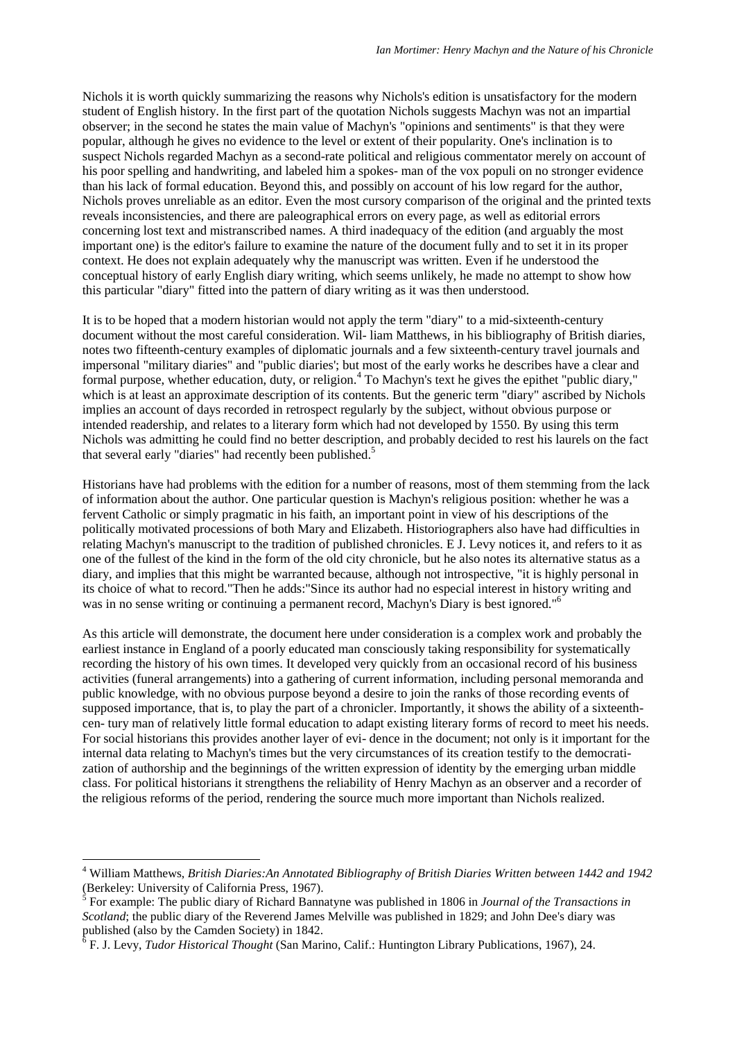Nichols it is worth quickly summarizing the reasons why Nichols's edition is unsatisfactory for the modern student of English history. In the first part of the quotation Nichols suggests Machyn was not an impartial observer; in the second he states the main value of Machyn's "opinions and sentiments" is that they were popular, although he gives no evidence to the level or extent of their popularity. One's inclination is to suspect Nichols regarded Machyn as a second-rate political and religious commentator merely on account of his poor spelling and handwriting, and labeled him a spokes- man of the vox populi on no stronger evidence than his lack of formal education. Beyond this, and possibly on account of his low regard for the author, Nichols proves unreliable as an editor. Even the most cursory comparison of the original and the printed texts reveals inconsistencies, and there are paleographical errors on every page, as well as editorial errors concerning lost text and mistranscribed names. A third inadequacy of the edition (and arguably the most important one) is the editor's failure to examine the nature of the document fully and to set it in its proper context. He does not explain adequately why the manuscript was written. Even if he understood the conceptual history of early English diary writing, which seems unlikely, he made no attempt to show how this particular "diary" fitted into the pattern of diary writing as it was then understood.

It is to be hoped that a modern historian would not apply the term "diary" to a mid-sixteenth-century document without the most careful consideration. Wil- liam Matthews, in his bibliography of British diaries, notes two fifteenth-century examples of diplomatic journals and a few sixteenth-century travel journals and impersonal "military diaries" and "public diaries'; but most of the early works he describes have a clear and formal purpose, whether education, duty, or religion.[4] To Machyn's text he gives the epithet "public diary," which is at least an approximate description of its contents. But the generic term "diary" ascribed by Nichols implies an account of days recorded in retrospect regularly by the subject, without obvious purpose or intended readership, and relates to a literary form which had not developed by 1550. By using this term Nichols was admitting he could find no better description, and probably decided to rest his laurels on the fact that several early "diaries" had recently been published.[5]

Historians have had problems with the edition for a number of reasons, most of them stemming from the lack of information about the author. One particular question is Machyn's religious position: whether he was a fervent Catholic or simply pragmatic in his faith, an important point in view of his descriptions of the politically motivated processions of both Mary and Elizabeth. Historiographers also have had difficulties in relating Machyn's manuscript to the tradition of published chronicles. E J. Levy notices it, and refers to it as one of the fullest of the kind in the form of the old city chronicle, but he also notes its alternative status as a diary, and implies that this might be warranted because, although not introspective, "it is highly personal in its choice of what to record."Then he adds:"Since its author had no especial interest in history writing and was in no sense writing or continuing a permanent record, Machyn's Diary is best ignored."[6]

As this article will demonstrate, the document here under consideration is a complex work and probably the earliest instance in England of a poorly educated man consciously taking responsibility for systematically recording the history of his own times. It developed very quickly from an occasional record of his business activities (funeral arrangements) into a gathering of current information, including personal memoranda and public knowledge, with no obvious purpose beyond a desire to join the ranks of those recording events of supposed importance, that is, to play the part of a chronicler. Importantly, it shows the ability of a sixteenth-cen- tury man of relatively little formal education to adapt existing literary forms of record to meet his needs. For social historians this provides another layer of evi- dence in the document; not only is it important for the internal data relating to Machyn's times but the very circumstances of its creation testify to the democrati- zation of authorship and the beginnings of the written expression of identity by the emerging urban middle class. For political historians it strengthens the reliability of Henry Machyn as an observer and a recorder of the religious reforms of the period, rendering the source much more important than Nichols realized.

---

[4] William Matthews, *British Diaries:An Annotated Bibliography of British Diaries Written between 1442 and 1942* (Berkeley: University of California Press, 1967).

[5] For example: The public diary of Richard Bannatyne was published in 1806 in *Journal of the Transactions in Scotland*; the public diary of the Reverend James Melville was published in 1829; and John Dee's diary was published (also by the Camden Society) in 1842.

[6] F. J. Levy, *Tudor Historical Thought* (San Marino, Calif.: Huntington Library Publications, 1967), 24.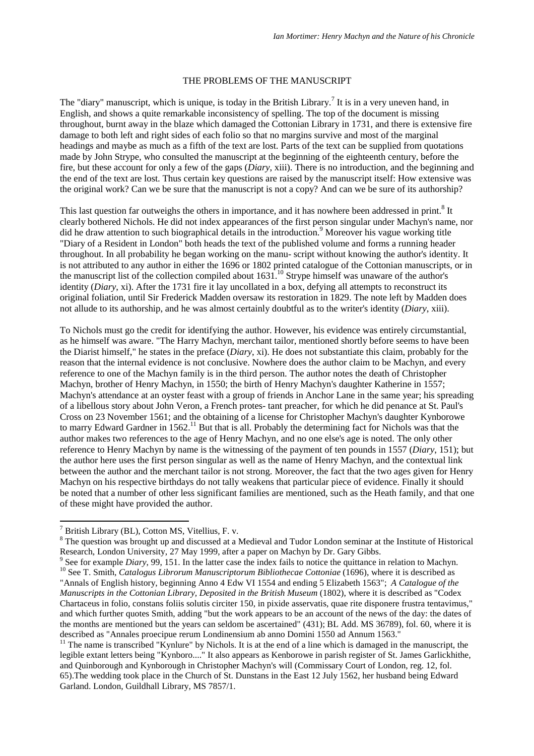## THE PROBLEMS OF THE MANUSCRIPT

The "diary" manuscript, which is unique, is today in the British Library.[7] It is in a very uneven hand, in English, and shows a quite remarkable inconsistency of spelling. The top of the document is missing throughout, burnt away in the blaze which damaged the Cottonian Library in 1731, and there is extensive fire damage to both left and right sides of each folio so that no margins survive and most of the marginal headings and maybe as much as a fifth of the text are lost. Parts of the text can be supplied from quotations made by John Strype, who consulted the manuscript at the beginning of the eighteenth century, before the fire, but these account for only a few of the gaps (*Diary*, xiii). There is no introduction, and the beginning and the end of the text are lost. Thus certain key questions are raised by the manuscript itself: How extensive was the original work? Can we be sure that the manuscript is not a copy? And can we be sure of its authorship?

This last question far outweighs the others in importance, and it has nowhere been addressed in print.[8] It clearly bothered Nichols. He did not index appearances of the first person singular under Machyn's name, nor did he draw attention to such biographical details in the introduction.[9] Moreover his vague working title "Diary of a Resident in London" both heads the text of the published volume and forms a running header throughout. In all probability he began working on the manu- script without knowing the author's identity. It is not attributed to any author in either the 1696 or 1802 printed catalogue of the Cottonian manuscripts, or in the manuscript list of the collection compiled about 1631.[10] Strype himself was unaware of the author's identity (*Diary*, xi). After the 1731 fire it lay uncollated in a box, defying all attempts to reconstruct its original foliation, until Sir Frederick Madden oversaw its restoration in 1829. The note left by Madden does not allude to its authorship, and he was almost certainly doubtful as to the writer's identity (*Diary*, xiii).

To Nichols must go the credit for identifying the author. However, his evidence was entirely circumstantial, as he himself was aware. "The Harry Machyn, merchant tailor, mentioned shortly before seems to have been the Diarist himself," he states in the preface (*Diary*, xi). He does not substantiate this claim, probably for the reason that the internal evidence is not conclusive. Nowhere does the author claim to be Machyn, and every reference to one of the Machyn family is in the third person. The author notes the death of Christopher Machyn, brother of Henry Machyn, in 1550; the birth of Henry Machyn's daughter Katherine in 1557; Machyn's attendance at an oyster feast with a group of friends in Anchor Lane in the same year; his spreading of a libellous story about John Veron, a French protes- tant preacher, for which he did penance at St. Paul's Cross on 23 November 1561; and the obtaining of a license for Christopher Machyn's daughter Kynborowe to marry Edward Gardner in 1562.[11] But that is all. Probably the determining fact for Nichols was that the author makes two references to the age of Henry Machyn, and no one else's age is noted. The only other reference to Henry Machyn by name is the witnessing of the payment of ten pounds in 1557 (*Diary*, 151); but the author here uses the first person singular as well as the name of Henry Machyn, and the contextual link between the author and the merchant tailor is not strong. Moreover, the fact that the two ages given for Henry Machyn on his respective birthdays do not tally weakens that particular piece of evidence. Finally it should be noted that a number of other less significant families are mentioned, such as the Heath family, and that one of these might have provided the author.

---

[7] British Library (BL), Cotton MS, Vitellius, F. v.

[8] The question was brought up and discussed at a Medieval and Tudor London seminar at the Institute of Historical Research, London University, 27 May 1999, after a paper on Machyn by Dr. Gary Gibbs.

[9] See for example *Diary*, 99, 151. In the latter case the index fails to notice the quittance in relation to Machyn.

[10] See T. Smith, *Catalogus Librorum Manuscriptorum Bibliothecae Cottoniae* (1696), where it is described as "Annals of English history, beginning Anno 4 Edw VI 1554 and ending 5 Elizabeth 1563"; *A Catalogue of the Manuscripts in the Cottonian Library, Deposited in the British Museum* (1802), where it is described as "Codex Chartaceus in folio, constans foliis solutis circiter 150, in pixide asservatis, quae rite disponere frustra tentavimus," and which further quotes Smith, adding "but the work appears to be an account of the news of the day: the dates of the months are mentioned but the years can seldom be ascertained" (431); BL Add. MS 36789), fol. 60, where it is described as "Annales proecipue rerum Londinensium ab anno Domini 1550 ad Annum 1563."

[11] The name is transcribed "Kynlure" by Nichols. It is at the end of a line which is damaged in the manuscript, the legible extant letters being "Kynboro...." It also appears as Kenborowe in parish register of St. James Garlickhithe, and Quinborough and Kynborough in Christopher Machyn's will (Commissary Court of London, reg. 12, fol. 65).The wedding took place in the Church of St. Dunstans in the East 12 July 1562, her husband being Edward Garland. London, Guildhall Library, MS 7857/1.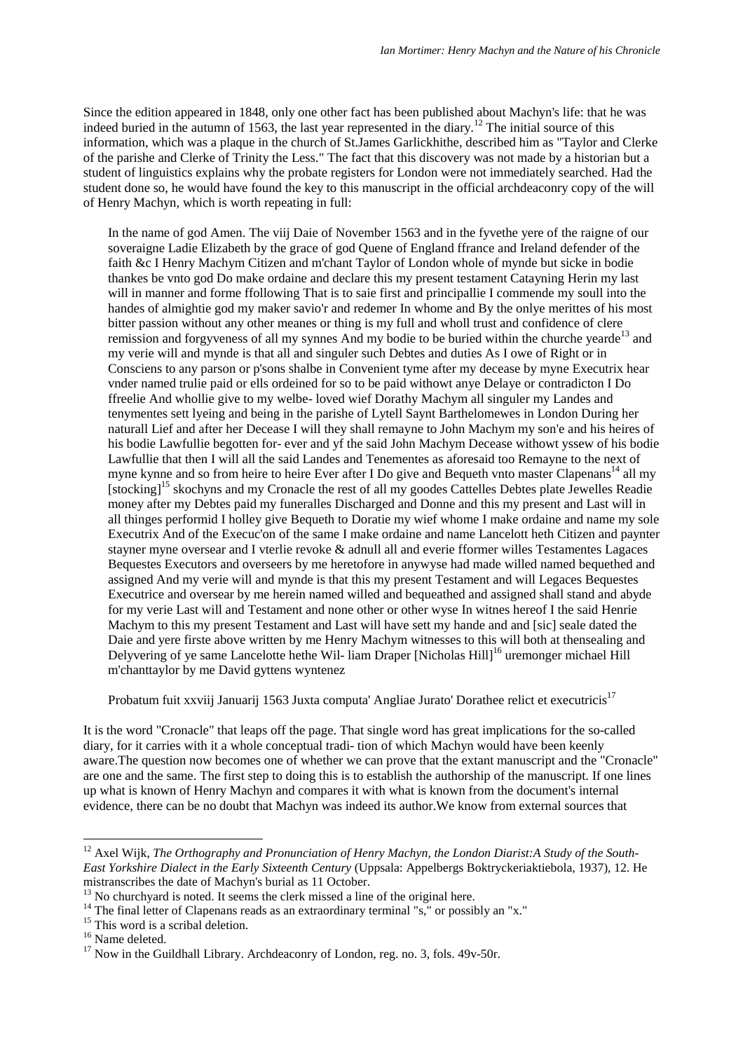Since the edition appeared in 1848, only one other fact has been published about Machyn's life: that he was indeed buried in the autumn of 1563, the last year represented in the diary.[12] The initial source of this information, which was a plaque in the church of St.James Garlickhithe, described him as "Taylor and Clerke of the parishe and Clerke of Trinity the Less." The fact that this discovery was not made by a historian but a student of linguistics explains why the probate registers for London were not immediately searched. Had the student done so, he would have found the key to this manuscript in the official archdeaconry copy of the will of Henry Machyn, which is worth repeating in full:

> In the name of god Amen. The viij Daie of November 1563 and in the fyvethe yere of the raigne of our soveraigne Ladie Elizabeth by the grace of god Quene of England ffrance and Ireland defender of the faith &c I Henry Machym Citizen and m'chant Taylor of London whole of mynde but sicke in bodie thankes be vnto god Do make ordaine and declare this my present testament Catayning Herin my last will in manner and forme ffollowing That is to saie first and principallie I commende my soull into the handes of almightie god my maker savio'r and redemer In whome and By the onlye merittes of his most bitter passion without any other meanes or thing is my full and wholl trust and confidence of clere remission and forgyveness of all my synnes And my bodie to be buried within the churche yearde[13] and my verie will and mynde is that all and singuler such Debtes and duties As I owe of Right or in Consciens to any parson or p'sons shalbe in Convenient tyme after my decease by myne Executrix hear vnder named trulie paid or ells ordeined for so to be paid withowt anye Delaye or contradicton I Do ffreelie And whollie give to my welbe- loved wief Dorathy Machym all singuler my Landes and tenymentes sett lyeing and being in the parishe of Lytell Saynt Barthelomewes in London During her naturall Lief and after her Decease I will they shall remayne to John Machym my son'e and his heires of his bodie Lawfullie begotten for- ever and yf the said John Machym Decease withowt yssew of his bodie Lawfullie that then I will all the said Landes and Tenementes as aforesaid too Remayne to the next of myne kynne and so from heire to heire Ever after I Do give and Bequeth vnto master Clapenans[14] all my [stocking][15] skochyns and my Cronacle the rest of all my goodes Cattelles Debtes plate Jewelles Readie money after my Debtes paid my funeralles Discharged and Donne and this my present and Last will in all thinges performid I holley give Bequeth to Doratie my wief whome I make ordaine and name my sole Executrix And of the Execuc'on of the same I make ordaine and name Lancelott heth Citizen and paynter stayner myne oversear and I vterlie revoke & adnull all and everie fformer willes Testamentes Lagaces Bequestes Executors and overseers by me heretofore in anywyse had made willed named bequethed and assigned And my verie will and mynde is that this my present Testament and will Legaces Bequestes Executrice and oversear by me herein named willed and bequeathed and assigned shall stand and abyde for my verie Last will and Testament and none other or other wyse In witnes hereof I the said Henrie Machym to this my present Testament and Last will have sett my hande and and [sic] seale dated the Daie and yere firste above written by me Henry Machym witnesses to this will both at thensealing and Delyvering of ye same Lancelotte hethe Wil- liam Draper [Nicholas Hill][16] uremonger michael Hill m'chanttaylor by me David gyttens wyntenez
>
> Probatum fuit xxviij Januarij 1563 Juxta computa' Angliae Jurato' Dorathee relict et executricis[17]

It is the word "Cronacle" that leaps off the page. That single word has great implications for the so-called diary, for it carries with it a whole conceptual tradi- tion of which Machyn would have been keenly aware.The question now becomes one of whether we can prove that the extant manuscript and the "Cronacle" are one and the same. The first step to doing this is to establish the authorship of the manuscript. If one lines up what is known of Henry Machyn and compares it with what is known from the document's internal evidence, there can be no doubt that Machyn was indeed its author.We know from external sources that

---

[12] Axel Wijk, *The Orthography and Pronunciation of Henry Machyn, the London Diarist:A Study of the South-East Yorkshire Dialect in the Early Sixteenth Century* (Uppsala: Appelbergs Boktryckeriaktiebola, 1937), 12. He mistranscribes the date of Machyn's burial as 11 October.

[13] No churchyard is noted. It seems the clerk missed a line of the original here.

[14] The final letter of Clapenans reads as an extraordinary terminal "s," or possibly an "x."

[15] This word is a scribal deletion.

[16] Name deleted.

[17] Now in the Guildhall Library. Archdeaconry of London, reg. no. 3, fols. 49v-50r.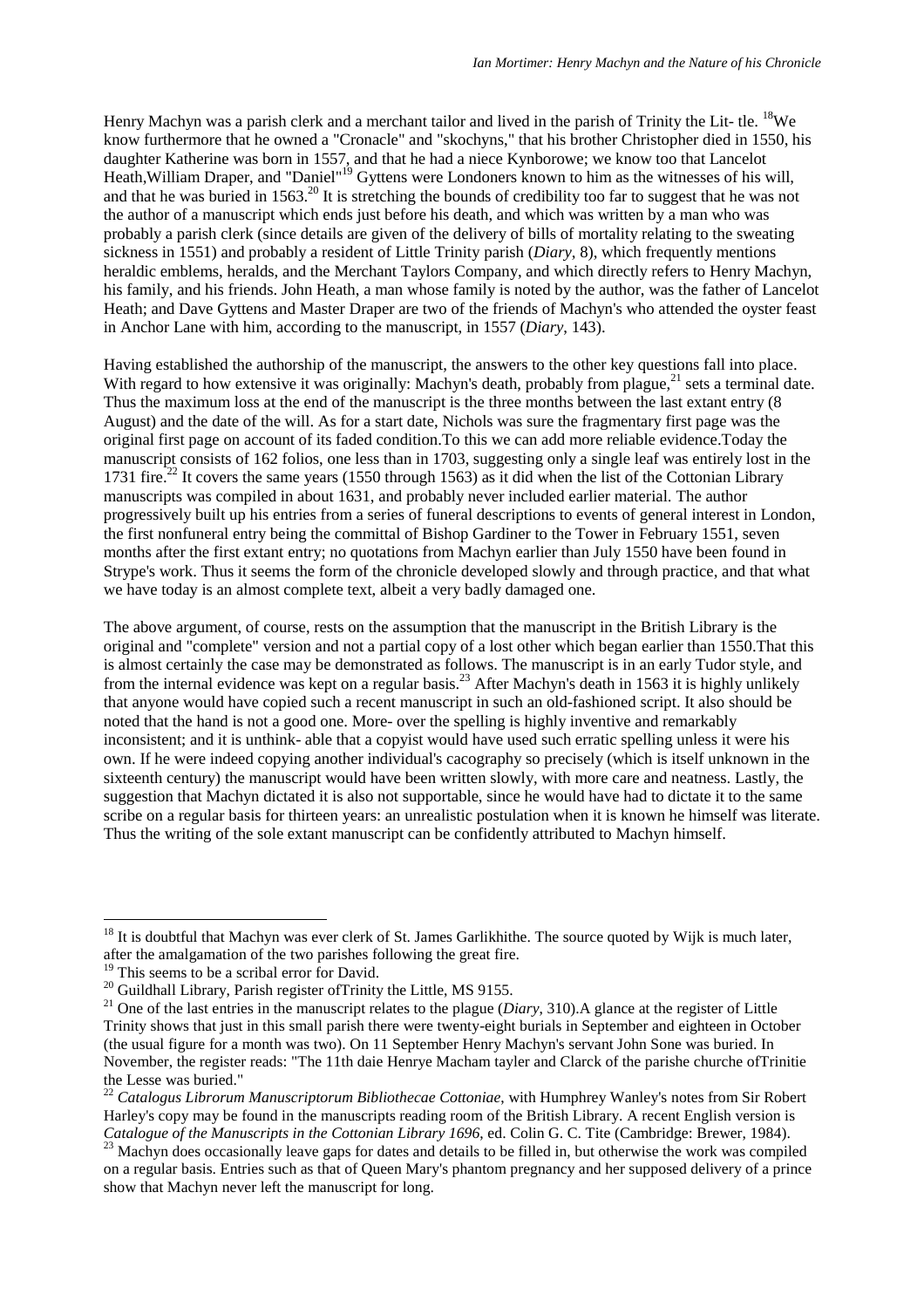Henry Machyn was a parish clerk and a merchant tailor and lived in the parish of Trinity the Lit- tle. [18]We know furthermore that he owned a "Cronacle" and "skochyns," that his brother Christopher died in 1550, his daughter Katherine was born in 1557, and that he had a niece Kynborowe; we know too that Lancelot Heath,William Draper, and "Daniel"[19] Gyttens were Londoners known to him as the witnesses of his will, and that he was buried in 1563.[20] It is stretching the bounds of credibility too far to suggest that he was not the author of a manuscript which ends just before his death, and which was written by a man who was probably a parish clerk (since details are given of the delivery of bills of mortality relating to the sweating sickness in 1551) and probably a resident of Little Trinity parish (*Diary*, 8), which frequently mentions heraldic emblems, heralds, and the Merchant Taylors Company, and which directly refers to Henry Machyn, his family, and his friends. John Heath, a man whose family is noted by the author, was the father of Lancelot Heath; and Dave Gyttens and Master Draper are two of the friends of Machyn's who attended the oyster feast in Anchor Lane with him, according to the manuscript, in 1557 (*Diary*, 143).

Having established the authorship of the manuscript, the answers to the other key questions fall into place. With regard to how extensive it was originally: Machyn's death, probably from plague,[21] sets a terminal date. Thus the maximum loss at the end of the manuscript is the three months between the last extant entry (8 August) and the date of the will. As for a start date, Nichols was sure the fragmentary first page was the original first page on account of its faded condition.To this we can add more reliable evidence.Today the manuscript consists of 162 folios, one less than in 1703, suggesting only a single leaf was entirely lost in the 1731 fire.[22] It covers the same years (1550 through 1563) as it did when the list of the Cottonian Library manuscripts was compiled in about 1631, and probably never included earlier material. The author progressively built up his entries from a series of funeral descriptions to events of general interest in London, the first nonfuneral entry being the committal of Bishop Gardiner to the Tower in February 1551, seven months after the first extant entry; no quotations from Machyn earlier than July 1550 have been found in Strype's work. Thus it seems the form of the chronicle developed slowly and through practice, and that what we have today is an almost complete text, albeit a very badly damaged one.

The above argument, of course, rests on the assumption that the manuscript in the British Library is the original and "complete" version and not a partial copy of a lost other which began earlier than 1550.That this is almost certainly the case may be demonstrated as follows. The manuscript is in an early Tudor style, and from the internal evidence was kept on a regular basis.[23] After Machyn's death in 1563 it is highly unlikely that anyone would have copied such a recent manuscript in such an old-fashioned script. It also should be noted that the hand is not a good one. More- over the spelling is highly inventive and remarkably inconsistent; and it is unthink- able that a copyist would have used such erratic spelling unless it were his own. If he were indeed copying another individual's cacography so precisely (which is itself unknown in the sixteenth century) the manuscript would have been written slowly, with more care and neatness. Lastly, the suggestion that Machyn dictated it is also not supportable, since he would have had to dictate it to the same scribe on a regular basis for thirteen years: an unrealistic postulation when it is known he himself was literate. Thus the writing of the sole extant manuscript can be confidently attributed to Machyn himself.

---

[18] It is doubtful that Machyn was ever clerk of St. James Garlikhithe. The source quoted by Wijk is much later, after the amalgamation of the two parishes following the great fire.

[19] This seems to be a scribal error for David.

[20] Guildhall Library, Parish register ofTrinity the Little, MS 9155.

[21] One of the last entries in the manuscript relates to the plague (*Diary*, 310).A glance at the register of Little Trinity shows that just in this small parish there were twenty-eight burials in September and eighteen in October (the usual figure for a month was two). On 11 September Henry Machyn's servant John Sone was buried. In November, the register reads: "The 11th daie Henrye Macham tayler and Clarck of the parishe churche ofTrinitie the Lesse was buried."

[22] *Catalogus Librorum Manuscriptorum Bibliothecae Cottoniae*, with Humphrey Wanley's notes from Sir Robert Harley's copy may be found in the manuscripts reading room of the British Library. A recent English version is *Catalogue of the Manuscripts in the Cottonian Library 1696*, ed. Colin G. C. Tite (Cambridge: Brewer, 1984).

[23] Machyn does occasionally leave gaps for dates and details to be filled in, but otherwise the work was compiled on a regular basis. Entries such as that of Queen Mary's phantom pregnancy and her supposed delivery of a prince show that Machyn never left the manuscript for long.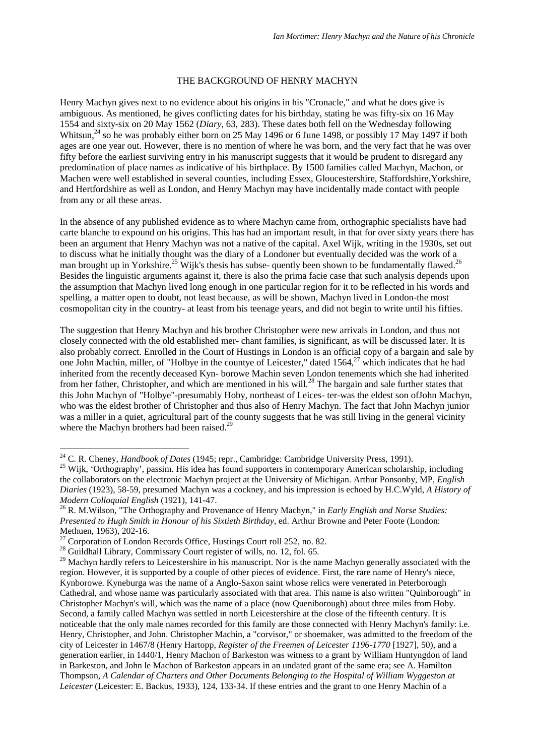## THE BACKGROUND OF HENRY MACHYN

Henry Machyn gives next to no evidence about his origins in his "Cronacle," and what he does give is ambiguous. As mentioned, he gives conflicting dates for his birthday, stating he was fifty-six on 16 May 1554 and sixty-six on 20 May 1562 (*Diary*, 63, 283). These dates both fell on the Wednesday following Whitsun,[24] so he was probably either born on 25 May 1496 or 6 June 1498, or possibly 17 May 1497 if both ages are one year out. However, there is no mention of where he was born, and the very fact that he was over fifty before the earliest surviving entry in his manuscript suggests that it would be prudent to disregard any predomination of place names as indicative of his birthplace. By 1500 families called Machyn, Machon, or Machen were well established in several counties, including Essex, Gloucestershire, Staffordshire,Yorkshire, and Hertfordshire as well as London, and Henry Machyn may have incidentally made contact with people from any or all these areas.

In the absence of any published evidence as to where Machyn came from, orthographic specialists have had carte blanche to expound on his origins. This has had an important result, in that for over sixty years there has been an argument that Henry Machyn was not a native of the capital. Axel Wijk, writing in the 1930s, set out to discuss what he initially thought was the diary of a Londoner but eventually decided was the work of a man brought up in Yorkshire.[25] Wijk's thesis has subse- quently been shown to be fundamentally flawed.[26] Besides the linguistic arguments against it, there is also the prima facie case that such analysis depends upon the assumption that Machyn lived long enough in one particular region for it to be reflected in his words and spelling, a matter open to doubt, not least because, as will be shown, Machyn lived in London-the most cosmopolitan city in the country- at least from his teenage years, and did not begin to write until his fifties.

The suggestion that Henry Machyn and his brother Christopher were new arrivals in London, and thus not closely connected with the old established mer- chant families, is significant, as will be discussed later. It is also probably correct. Enrolled in the Court of Hustings in London is an official copy of a bargain and sale by one John Machin, miller, of "Holbye in the countye of Leicester," dated 1564,[27] which indicates that he had inherited from the recently deceased Kyn- borowe Machin seven London tenements which she had inherited from her father, Christopher, and which are mentioned in his will.[28] The bargain and sale further states that this John Machyn of "Holbye"-presumably Hoby, northeast of Leices- ter-was the eldest son ofJohn Machyn, who was the eldest brother of Christopher and thus also of Henry Machyn. The fact that John Machyn junior was a miller in a quiet, agricultural part of the county suggests that he was still living in the general vicinity where the Machyn brothers had been raised.[29]

---

[24] C. R. Cheney, *Handbook of Dates* (1945; repr., Cambridge: Cambridge University Press, 1991).

[25] Wijk, 'Orthography', passim. His idea has found supporters in contemporary American scholarship, including the collaborators on the electronic Machyn project at the University of Michigan. Arthur Ponsonby, MP, *English Diaries* (1923), 58-59, presumed Machyn was a cockney, and his impression is echoed by H.C.Wyld, *A History of Modern Colloquial English* (1921), 141-47.

[26] R. M.Wilson, "The Orthography and Provenance of Henry Machyn," in *Early English and Norse Studies: Presented to Hugh Smith in Honour of his Sixtieth Birthday*, ed. Arthur Browne and Peter Foote (London: Methuen, 1963), 202-16.

[27] Corporation of London Records Office, Hustings Court roll 252, no. 82.

[28] Guildhall Library, Commissary Court register of wills, no. 12, fol. 65.

[29] Machyn hardly refers to Leicestershire in his manuscript. Nor is the name Machyn generally associated with the region. However, it is supported by a couple of other pieces of evidence. First, the rare name of Henry's niece, Kynborowe. Kyneburga was the name of a Anglo-Saxon saint whose relics were venerated in Peterborough Cathedral, and whose name was particularly associated with that area. This name is also written "Quinborough" in Christopher Machyn's will, which was the name of a place (now Queniborough) about three miles from Hoby. Second, a family called Machyn was settled in north Leicestershire at the close of the fifteenth century. It is noticeable that the only male names recorded for this family are those connected with Henry Machyn's family: i.e. Henry, Christopher, and John. Christopher Machin, a "corvisor," or shoemaker, was admitted to the freedom of the city of Leicester in 1467/8 (Henry Hartopp, *Register of the Freemen of Leicester 1196-1770* [1927], 50), and a generation earlier, in 1440/1, Henry Machon of Barkeston was witness to a grant by William Huntyngdon of land in Barkeston, and John le Machon of Barkeston appears in an undated grant of the same era; see A. Hamilton Thompson, *A Calendar of Charters and Other Documents Belonging to the Hospital of William Wyggeston at Leicester* (Leicester: E. Backus, 1933), 124, 133-34. If these entries and the grant to one Henry Machin of a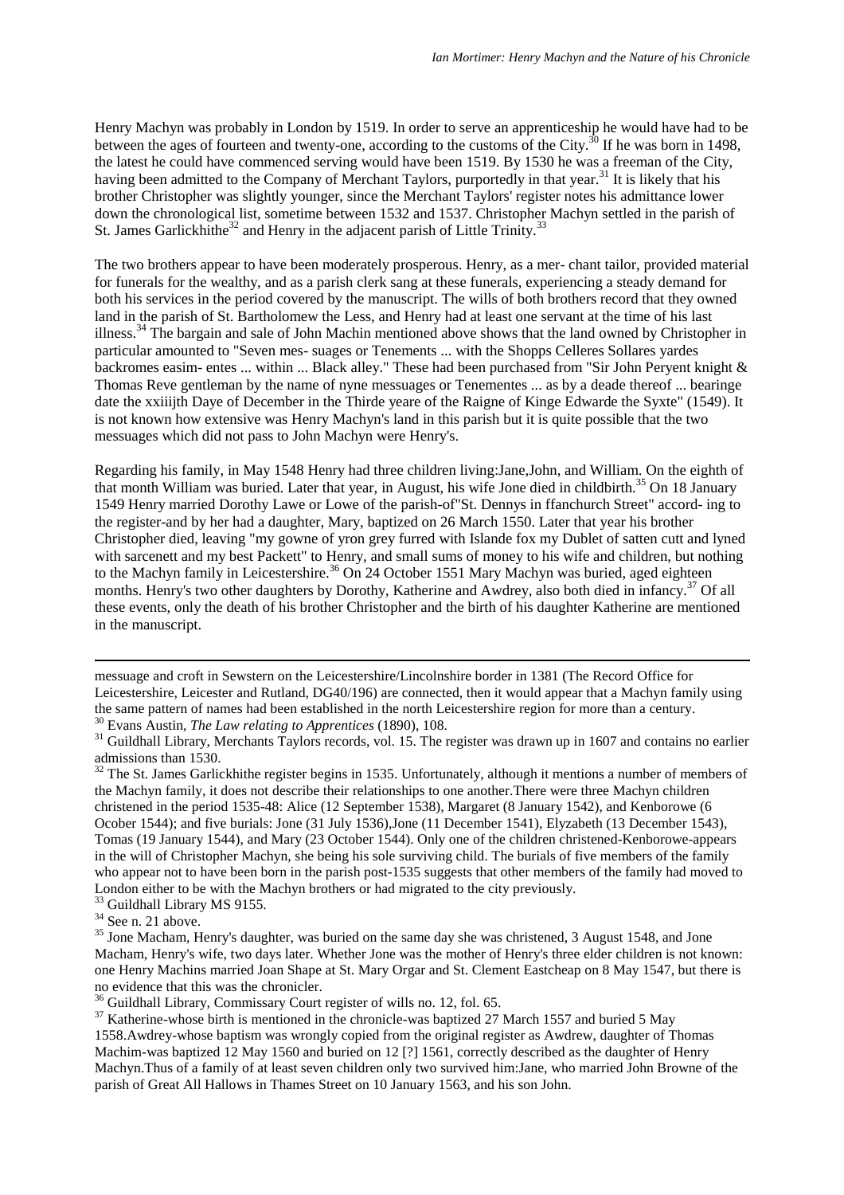Henry Machyn was probably in London by 1519. In order to serve an apprenticeship he would have had to be between the ages of fourteen and twenty-one, according to the customs of the City.[30] If he was born in 1498, the latest he could have commenced serving would have been 1519. By 1530 he was a freeman of the City, having been admitted to the Company of Merchant Taylors, purportedly in that year.[31] It is likely that his brother Christopher was slightly younger, since the Merchant Taylors' register notes his admittance lower down the chronological list, sometime between 1532 and 1537. Christopher Machyn settled in the parish of St. James Garlickhithe[32] and Henry in the adjacent parish of Little Trinity.[33]

The two brothers appear to have been moderately prosperous. Henry, as a mer- chant tailor, provided material for funerals for the wealthy, and as a parish clerk sang at these funerals, experiencing a steady demand for both his services in the period covered by the manuscript. The wills of both brothers record that they owned land in the parish of St. Bartholomew the Less, and Henry had at least one servant at the time of his last illness.[34] The bargain and sale of John Machin mentioned above shows that the land owned by Christopher in particular amounted to "Seven mes- suages or Tenements ... with the Shopps Celleres Sollares yardes backromes easim- entes ... within ... Black alley." These had been purchased from "Sir John Peryent knight & Thomas Reve gentleman by the name of nyne messuages or Tenementes ... as by a deade thereof ... bearinge date the xxiiijth Daye of December in the Thirde yeare of the Raigne of Kinge Edwarde the Syxte" (1549). It is not known how extensive was Henry Machyn's land in this parish but it is quite possible that the two messuages which did not pass to John Machyn were Henry's.

Regarding his family, in May 1548 Henry had three children living:Jane,John, and William. On the eighth of that month William was buried. Later that year, in August, his wife Jone died in childbirth.[35] On 18 January 1549 Henry married Dorothy Lawe or Lowe of the parish-of"St. Dennys in ffanchurch Street" accord- ing to the register-and by her had a daughter, Mary, baptized on 26 March 1550. Later that year his brother Christopher died, leaving "my gowne of yron grey furred with Islande fox my Dublet of satten cutt and lyned with sarcenett and my best Packett" to Henry, and small sums of money to his wife and children, but nothing to the Machyn family in Leicestershire.[36] On 24 October 1551 Mary Machyn was buried, aged eighteen months. Henry's two other daughters by Dorothy, Katherine and Awdrey, also both died in infancy.[37] Of all these events, only the death of his brother Christopher and the birth of his daughter Katherine are mentioned in the manuscript.

---

messuage and croft in Sewstern on the Leicestershire/Lincolnshire border in 1381 (The Record Office for Leicestershire, Leicester and Rutland, DG40/196) are connected, then it would appear that a Machyn family using the same pattern of names had been established in the north Leicestershire region for more than a century.

[30] Evans Austin, *The Law relating to Apprentices* (1890), 108.

[31] Guildhall Library, Merchants Taylors records, vol. 15. The register was drawn up in 1607 and contains no earlier admissions than 1530.

[32] The St. James Garlickhithe register begins in 1535. Unfortunately, although it mentions a number of members of the Machyn family, it does not describe their relationships to one another.There were three Machyn children christened in the period 1535-48: Alice (12 September 1538), Margaret (8 January 1542), and Kenborowe (6 Ocober 1544); and five burials: Jone (31 July 1536),Jone (11 December 1541), Elyzabeth (13 December 1543), Tomas (19 January 1544), and Mary (23 October 1544). Only one of the children christened-Kenborowe-appears in the will of Christopher Machyn, she being his sole surviving child. The burials of five members of the family who appear not to have been born in the parish post-1535 suggests that other members of the family had moved to London either to be with the Machyn brothers or had migrated to the city previously.

[33] Guildhall Library MS 9155.

[34] See n. 21 above.

[35] Jone Macham, Henry's daughter, was buried on the same day she was christened, 3 August 1548, and Jone Macham, Henry's wife, two days later. Whether Jone was the mother of Henry's three elder children is not known: one Henry Machins married Joan Shape at St. Mary Orgar and St. Clement Eastcheap on 8 May 1547, but there is no evidence that this was the chronicler.

[36] Guildhall Library, Commissary Court register of wills no. 12, fol. 65.

[37] Katherine-whose birth is mentioned in the chronicle-was baptized 27 March 1557 and buried 5 May 1558.Awdrey-whose baptism was wrongly copied from the original register as Awdrew, daughter of Thomas Machim-was baptized 12 May 1560 and buried on 12 [?] 1561, correctly described as the daughter of Henry Machyn.Thus of a family of at least seven children only two survived him:Jane, who married John Browne of the parish of Great All Hallows in Thames Street on 10 January 1563, and his son John.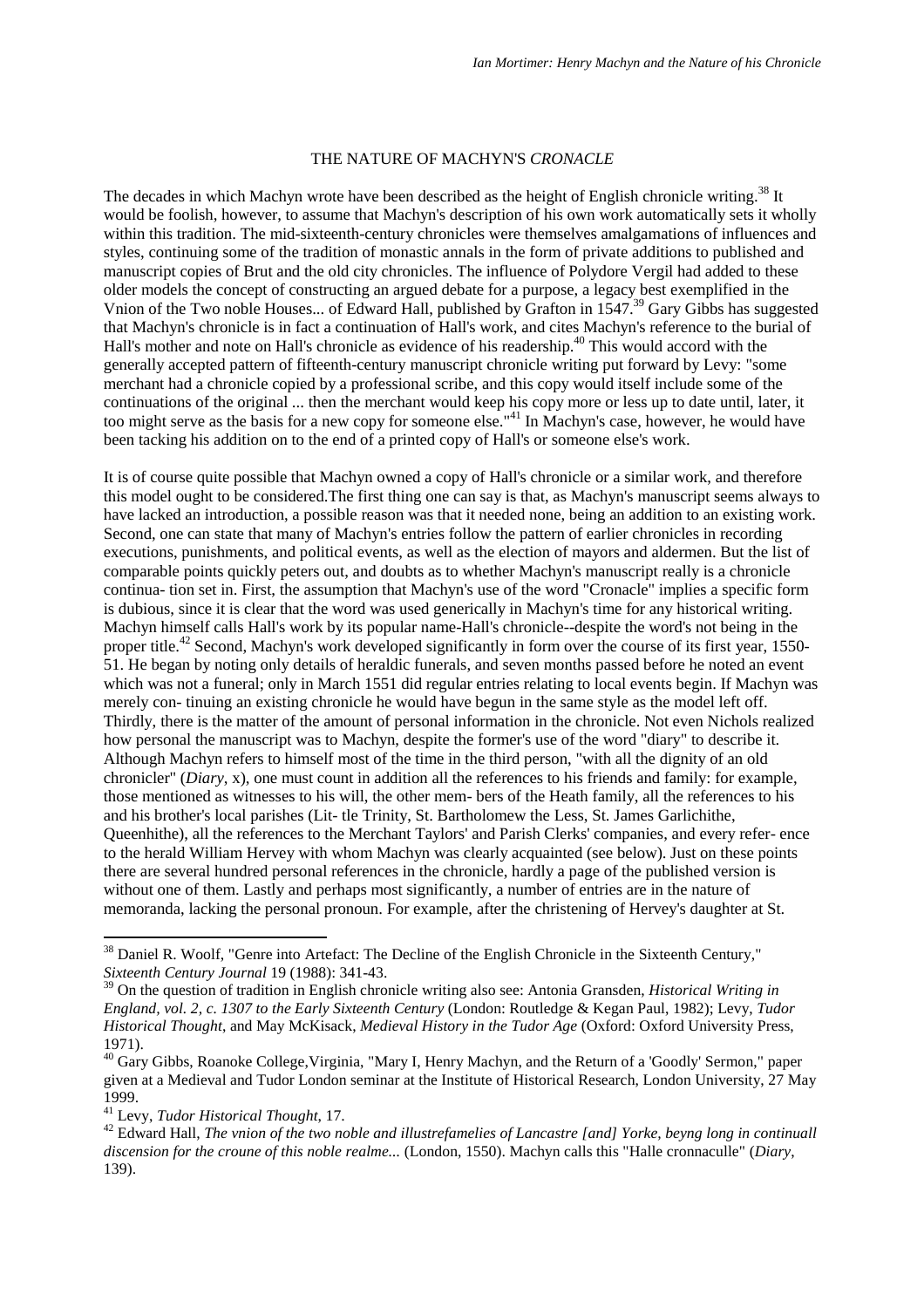## THE NATURE OF MACHYN'S *CRONACLE*

The decades in which Machyn wrote have been described as the height of English chronicle writing.[38] It would be foolish, however, to assume that Machyn's description of his own work automatically sets it wholly within this tradition. The mid-sixteenth-century chronicles were themselves amalgamations of influences and styles, continuing some of the tradition of monastic annals in the form of private additions to published and manuscript copies of Brut and the old city chronicles. The influence of Polydore Vergil had added to these older models the concept of constructing an argued debate for a purpose, a legacy best exemplified in the Vnion of the Two noble Houses... of Edward Hall, published by Grafton in 1547.[39] Gary Gibbs has suggested that Machyn's chronicle is in fact a continuation of Hall's work, and cites Machyn's reference to the burial of Hall's mother and note on Hall's chronicle as evidence of his readership.[40] This would accord with the generally accepted pattern of fifteenth-century manuscript chronicle writing put forward by Levy: "some merchant had a chronicle copied by a professional scribe, and this copy would itself include some of the continuations of the original ... then the merchant would keep his copy more or less up to date until, later, it too might serve as the basis for a new copy for someone else."[41] In Machyn's case, however, he would have been tacking his addition on to the end of a printed copy of Hall's or someone else's work.

It is of course quite possible that Machyn owned a copy of Hall's chronicle or a similar work, and therefore this model ought to be considered.The first thing one can say is that, as Machyn's manuscript seems always to have lacked an introduction, a possible reason was that it needed none, being an addition to an existing work. Second, one can state that many of Machyn's entries follow the pattern of earlier chronicles in recording executions, punishments, and political events, as well as the election of mayors and aldermen. But the list of comparable points quickly peters out, and doubts as to whether Machyn's manuscript really is a chronicle continua- tion set in. First, the assumption that Machyn's use of the word "Cronacle" implies a specific form is dubious, since it is clear that the word was used generically in Machyn's time for any historical writing. Machyn himself calls Hall's work by its popular name-Hall's chronicle--despite the word's not being in the proper title.[42] Second, Machyn's work developed significantly in form over the course of its first year, 1550-51. He began by noting only details of heraldic funerals, and seven months passed before he noted an event which was not a funeral; only in March 1551 did regular entries relating to local events begin. If Machyn was merely con- tinuing an existing chronicle he would have begun in the same style as the model left off. Thirdly, there is the matter of the amount of personal information in the chronicle. Not even Nichols realized how personal the manuscript was to Machyn, despite the former's use of the word "diary" to describe it. Although Machyn refers to himself most of the time in the third person, "with all the dignity of an old chronicler" (*Diary*, x), one must count in addition all the references to his friends and family: for example, those mentioned as witnesses to his will, the other mem- bers of the Heath family, all the references to his and his brother's local parishes (Lit- tle Trinity, St. Bartholomew the Less, St. James Garlichithe, Queenhithe), all the references to the Merchant Taylors' and Parish Clerks' companies, and every refer- ence to the herald William Hervey with whom Machyn was clearly acquainted (see below). Just on these points there are several hundred personal references in the chronicle, hardly a page of the published version is without one of them. Lastly and perhaps most significantly, a number of entries are in the nature of memoranda, lacking the personal pronoun. For example, after the christening of Hervey's daughter at St.

---

[38] Daniel R. Woolf, "Genre into Artefact: The Decline of the English Chronicle in the Sixteenth Century," *Sixteenth Century Journal* 19 (1988): 341-43.

[39] On the question of tradition in English chronicle writing also see: Antonia Gransden, *Historical Writing in England, vol. 2, c. 1307 to the Early Sixteenth Century* (London: Routledge & Kegan Paul, 1982); Levy, *Tudor Historical Thought*, and May McKisack, *Medieval History in the Tudor Age* (Oxford: Oxford University Press, 1971).

[40] Gary Gibbs, Roanoke College,Virginia, "Mary I, Henry Machyn, and the Return of a 'Goodly' Sermon," paper given at a Medieval and Tudor London seminar at the Institute of Historical Research, London University, 27 May 1999.

[41] Levy, *Tudor Historical Thought*, 17.

[42] Edward Hall, *The vnion of the two noble and illustrefamelies of Lancastre [and] Yorke, beyng long in continuall discension for the croune of this noble realme...* (London, 1550). Machyn calls this "Halle cronnaculle" (*Diary*, 139).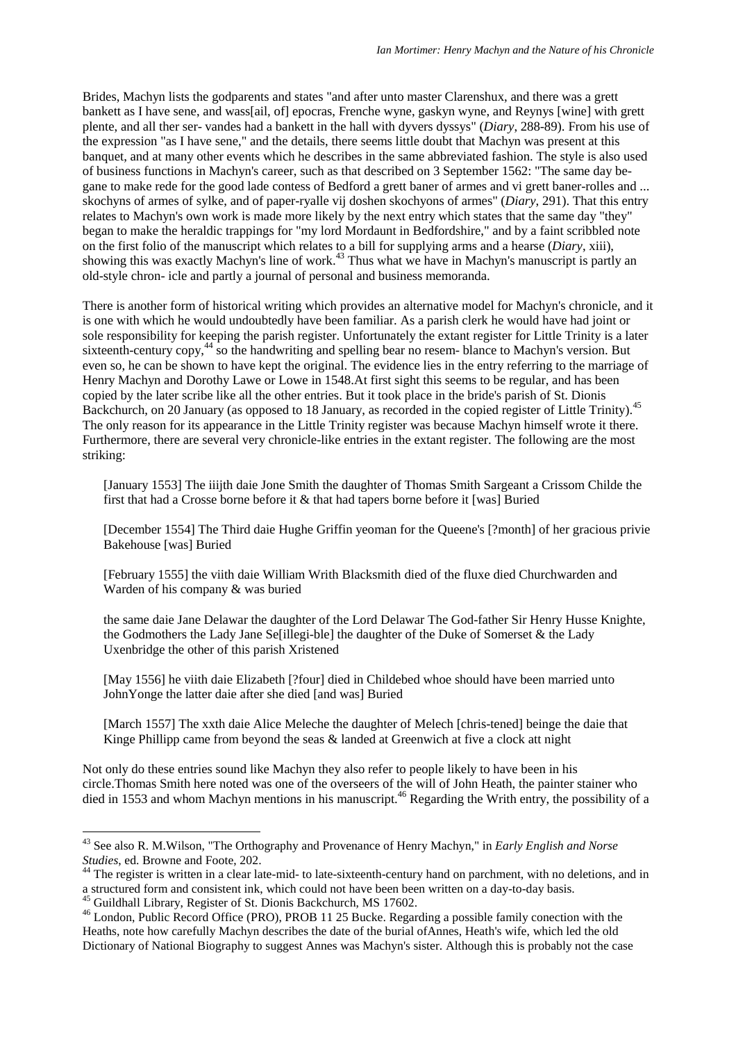Brides, Machyn lists the godparents and states "and after unto master Clarenshux, and there was a grett bankett as I have sene, and wass[ail, of] epocras, Frenche wyne, gaskyn wyne, and Reynys [wine] with grett plente, and all ther ser- vandes had a bankett in the hall with dyvers dyssys" (*Diary*, 288-89). From his use of the expression "as I have sene," and the details, there seems little doubt that Machyn was present at this banquet, and at many other events which he describes in the same abbreviated fashion. The style is also used of business functions in Machyn's career, such as that described on 3 September 1562: "The same day be- gane to make rede for the good lade contess of Bedford a grett baner of armes and vi grett baner-rolles and ... skochyns of armes of sylke, and of paper-ryalle vij doshen skochyons of armes" (*Diary*, 291). That this entry relates to Machyn's own work is made more likely by the next entry which states that the same day "they" began to make the heraldic trappings for "my lord Mordaunt in Bedfordshire," and by a faint scribbled note on the first folio of the manuscript which relates to a bill for supplying arms and a hearse (*Diary*, xiii), showing this was exactly Machyn's line of work.[43] Thus what we have in Machyn's manuscript is partly an old-style chron- icle and partly a journal of personal and business memoranda.

There is another form of historical writing which provides an alternative model for Machyn's chronicle, and it is one with which he would undoubtedly have been familiar. As a parish clerk he would have had joint or sole responsibility for keeping the parish register. Unfortunately the extant register for Little Trinity is a later sixteenth-century copy,[44] so the handwriting and spelling bear no resem- blance to Machyn's version. But even so, he can be shown to have kept the original. The evidence lies in the entry referring to the marriage of Henry Machyn and Dorothy Lawe or Lowe in 1548.At first sight this seems to be regular, and has been copied by the later scribe like all the other entries. But it took place in the bride's parish of St. Dionis Backchurch, on 20 January (as opposed to 18 January, as recorded in the copied register of Little Trinity).[45] The only reason for its appearance in the Little Trinity register was because Machyn himself wrote it there. Furthermore, there are several very chronicle-like entries in the extant register. The following are the most striking:

> [January 1553] The iiijth daie Jone Smith the daughter of Thomas Smith Sargeant a Crissom Childe the first that had a Crosse borne before it & that had tapers borne before it [was] Buried
>
> [December 1554] The Third daie Hughe Griffin yeoman for the Queene's [?month] of her gracious privie Bakehouse [was] Buried
>
> [February 1555] the viith daie William Writh Blacksmith died of the fluxe died Churchwarden and Warden of his company & was buried
>
> the same daie Jane Delawar the daughter of the Lord Delawar The God-father Sir Henry Husse Knighte, the Godmothers the Lady Jane Se[illegi-ble] the daughter of the Duke of Somerset & the Lady Uxenbridge the other of this parish Xristened
>
> [May 1556] he viith daie Elizabeth [?four] died in Childebed whoe should have been married unto JohnYonge the latter daie after she died [and was] Buried
>
> [March 1557] The xxth daie Alice Meleche the daughter of Melech [chris-tened] beinge the daie that Kinge Phillipp came from beyond the seas & landed at Greenwich at five a clock att night

Not only do these entries sound like Machyn they also refer to people likely to have been in his circle.Thomas Smith here noted was one of the overseers of the will of John Heath, the painter stainer who died in 1553 and whom Machyn mentions in his manuscript.[46] Regarding the Writh entry, the possibility of a

---

[43] See also R. M.Wilson, "The Orthography and Provenance of Henry Machyn," in *Early English and Norse Studies*, ed. Browne and Foote, 202.

[44] The register is written in a clear late-mid- to late-sixteenth-century hand on parchment, with no deletions, and in a structured form and consistent ink, which could not have been been written on a day-to-day basis.

[45] Guildhall Library, Register of St. Dionis Backchurch, MS 17602.

[46] London, Public Record Office (PRO), PROB 11 25 Bucke. Regarding a possible family conection with the Heaths, note how carefully Machyn describes the date of the burial ofAnnes, Heath's wife, which led the old Dictionary of National Biography to suggest Annes was Machyn's sister. Although this is probably not the case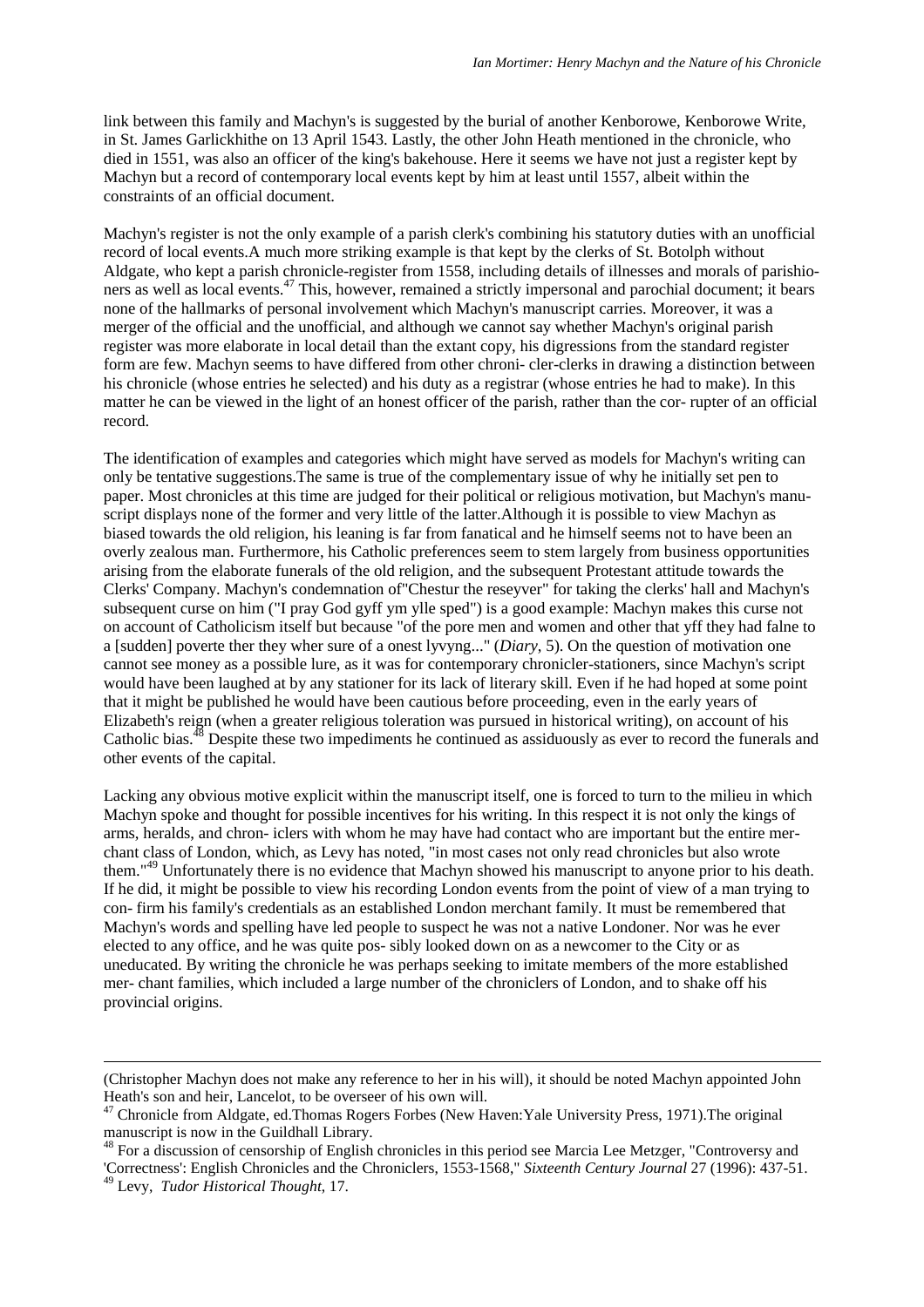link between this family and Machyn's is suggested by the burial of another Kenborowe, Kenborowe Write, in St. James Garlickhithe on 13 April 1543. Lastly, the other John Heath mentioned in the chronicle, who died in 1551, was also an officer of the king's bakehouse. Here it seems we have not just a register kept by Machyn but a record of contemporary local events kept by him at least until 1557, albeit within the constraints of an official document.

Machyn's register is not the only example of a parish clerk's combining his statutory duties with an unofficial record of local events.A much more striking example is that kept by the clerks of St. Botolph without Aldgate, who kept a parish chronicle-register from 1558, including details of illnesses and morals of parishioners as well as local events.[47] This, however, remained a strictly impersonal and parochial document; it bears none of the hallmarks of personal involvement which Machyn's manuscript carries. Moreover, it was a merger of the official and the unofficial, and although we cannot say whether Machyn's original parish register was more elaborate in local detail than the extant copy, his digressions from the standard register form are few. Machyn seems to have differed from other chroni- cler-clerks in drawing a distinction between his chronicle (whose entries he selected) and his duty as a registrar (whose entries he had to make). In this matter he can be viewed in the light of an honest officer of the parish, rather than the cor- rupter of an official record.

The identification of examples and categories which might have served as models for Machyn's writing can only be tentative suggestions.The same is true of the complementary issue of why he initially set pen to paper. Most chronicles at this time are judged for their political or religious motivation, but Machyn's manuscript displays none of the former and very little of the latter.Although it is possible to view Machyn as biased towards the old religion, his leaning is far from fanatical and he himself seems not to have been an overly zealous man. Furthermore, his Catholic preferences seem to stem largely from business opportunities arising from the elaborate funerals of the old religion, and the subsequent Protestant attitude towards the Clerks' Company. Machyn's condemnation of"Chestur the reseyver" for taking the clerks' hall and Machyn's subsequent curse on him ("I pray God gyff ym ylle sped") is a good example: Machyn makes this curse not on account of Catholicism itself but because "of the pore men and women and other that yff they had falne to a [sudden] poverte ther they wher sure of a onest lyvyng..." (*Diary*, 5). On the question of motivation one cannot see money as a possible lure, as it was for contemporary chronicler-stationers, since Machyn's script would have been laughed at by any stationer for its lack of literary skill. Even if he had hoped at some point that it might be published he would have been cautious before proceeding, even in the early years of Elizabeth's reign (when a greater religious toleration was pursued in historical writing), on account of his Catholic bias.[48] Despite these two impediments he continued as assiduously as ever to record the funerals and other events of the capital.

Lacking any obvious motive explicit within the manuscript itself, one is forced to turn to the milieu in which Machyn spoke and thought for possible incentives for his writing. In this respect it is not only the kings of arms, heralds, and chron- iclers with whom he may have had contact who are important but the entire merchant class of London, which, as Levy has noted, "in most cases not only read chronicles but also wrote them."[49] Unfortunately there is no evidence that Machyn showed his manuscript to anyone prior to his death. If he did, it might be possible to view his recording London events from the point of view of a man trying to con- firm his family's credentials as an established London merchant family. It must be remembered that Machyn's words and spelling have led people to suspect he was not a native Londoner. Nor was he ever elected to any office, and he was quite pos- sibly looked down on as a newcomer to the City or as uneducated. By writing the chronicle he was perhaps seeking to imitate members of the more established mer- chant families, which included a large number of the chroniclers of London, and to shake off his provincial origins.

---

(Christopher Machyn does not make any reference to her in his will), it should be noted Machyn appointed John Heath's son and heir, Lancelot, to be overseer of his own will.

[47] Chronicle from Aldgate, ed.Thomas Rogers Forbes (New Haven:Yale University Press, 1971).The original manuscript is now in the Guildhall Library.

[48] For a discussion of censorship of English chronicles in this period see Marcia Lee Metzger, "Controversy and 'Correctness': English Chronicles and the Chroniclers, 1553-1568," *Sixteenth Century Journal* 27 (1996): 437-51.

[49] Levy, *Tudor Historical Thought*, 17.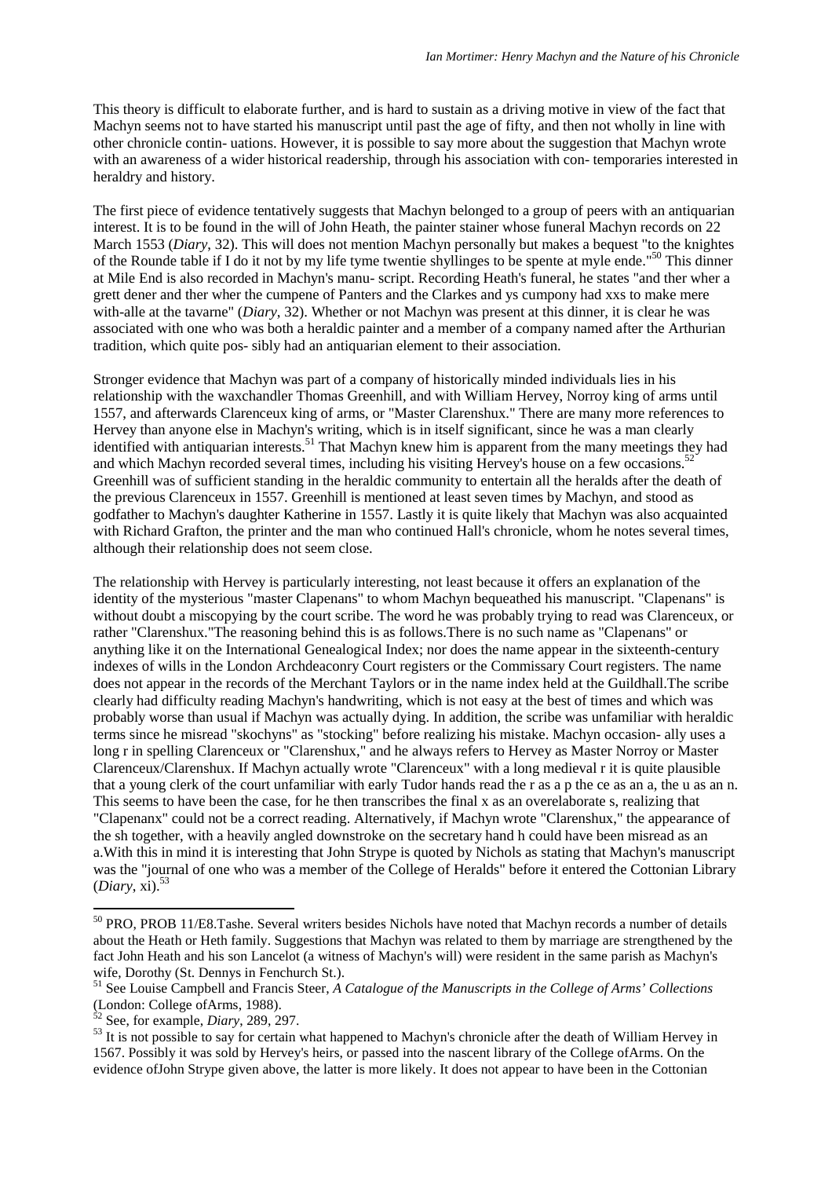This theory is difficult to elaborate further, and is hard to sustain as a driving motive in view of the fact that Machyn seems not to have started his manuscript until past the age of fifty, and then not wholly in line with other chronicle contin- uations. However, it is possible to say more about the suggestion that Machyn wrote with an awareness of a wider historical readership, through his association with con- temporaries interested in heraldry and history.

The first piece of evidence tentatively suggests that Machyn belonged to a group of peers with an antiquarian interest. It is to be found in the will of John Heath, the painter stainer whose funeral Machyn records on 22 March 1553 (*Diary*, 32). This will does not mention Machyn personally but makes a bequest "to the knightes of the Rounde table if I do it not by my life tyme twentie shyllinges to be spente at myle ende."[50] This dinner at Mile End is also recorded in Machyn's manu- script. Recording Heath's funeral, he states "and ther wher a grett dener and ther wher the cumpene of Panters and the Clarkes and ys cumpony had xxs to make mere with-alle at the tavarne" (*Diary*, 32). Whether or not Machyn was present at this dinner, it is clear he was associated with one who was both a heraldic painter and a member of a company named after the Arthurian tradition, which quite pos- sibly had an antiquarian element to their association.

Stronger evidence that Machyn was part of a company of historically minded individuals lies in his relationship with the waxchandler Thomas Greenhill, and with William Hervey, Norroy king of arms until 1557, and afterwards Clarenceux king of arms, or "Master Clarenshux." There are many more references to Hervey than anyone else in Machyn's writing, which is in itself significant, since he was a man clearly identified with antiquarian interests.[51] That Machyn knew him is apparent from the many meetings they had and which Machyn recorded several times, including his visiting Hervey's house on a few occasions.[52] Greenhill was of sufficient standing in the heraldic community to entertain all the heralds after the death of the previous Clarenceux in 1557. Greenhill is mentioned at least seven times by Machyn, and stood as godfather to Machyn's daughter Katherine in 1557. Lastly it is quite likely that Machyn was also acquainted with Richard Grafton, the printer and the man who continued Hall's chronicle, whom he notes several times, although their relationship does not seem close.

The relationship with Hervey is particularly interesting, not least because it offers an explanation of the identity of the mysterious "master Clapenans" to whom Machyn bequeathed his manuscript. "Clapenans" is without doubt a miscopying by the court scribe. The word he was probably trying to read was Clarenceux, or rather "Clarenshux."The reasoning behind this is as follows.There is no such name as "Clapenans" or anything like it on the International Genealogical Index; nor does the name appear in the sixteenth-century indexes of wills in the London Archdeaconry Court registers or the Commissary Court registers. The name does not appear in the records of the Merchant Taylors or in the name index held at the Guildhall.The scribe clearly had difficulty reading Machyn's handwriting, which is not easy at the best of times and which was probably worse than usual if Machyn was actually dying. In addition, the scribe was unfamiliar with heraldic terms since he misread "skochyns" as "stocking" before realizing his mistake. Machyn occasion- ally uses a long r in spelling Clarenceux or "Clarenshux," and he always refers to Hervey as Master Norroy or Master Clarenceux/Clarenshux. If Machyn actually wrote "Clarenceux" with a long medieval r it is quite plausible that a young clerk of the court unfamiliar with early Tudor hands read the r as a p the ce as an a, the u as an n. This seems to have been the case, for he then transcribes the final x as an overelaborate s, realizing that "Clapenanx" could not be a correct reading. Alternatively, if Machyn wrote "Clarenshux," the appearance of the sh together, with a heavily angled downstroke on the secretary hand h could have been misread as an a.With this in mind it is interesting that John Strype is quoted by Nichols as stating that Machyn's manuscript was the "journal of one who was a member of the College of Heralds" before it entered the Cottonian Library (*Diary*, xi).[53]

---

[50] PRO, PROB 11/E8.Tashe. Several writers besides Nichols have noted that Machyn records a number of details about the Heath or Heth family. Suggestions that Machyn was related to them by marriage are strengthened by the fact John Heath and his son Lancelot (a witness of Machyn's will) were resident in the same parish as Machyn's wife, Dorothy (St. Dennys in Fenchurch St.).

[51] See Louise Campbell and Francis Steer, *A Catalogue of the Manuscripts in the College of Arms' Collections* (London: College ofArms, 1988).

[52] See, for example, *Diary*, 289, 297.

[53] It is not possible to say for certain what happened to Machyn's chronicle after the death of William Hervey in 1567. Possibly it was sold by Hervey's heirs, or passed into the nascent library of the College ofArms. On the evidence ofJohn Strype given above, the latter is more likely. It does not appear to have been in the Cottonian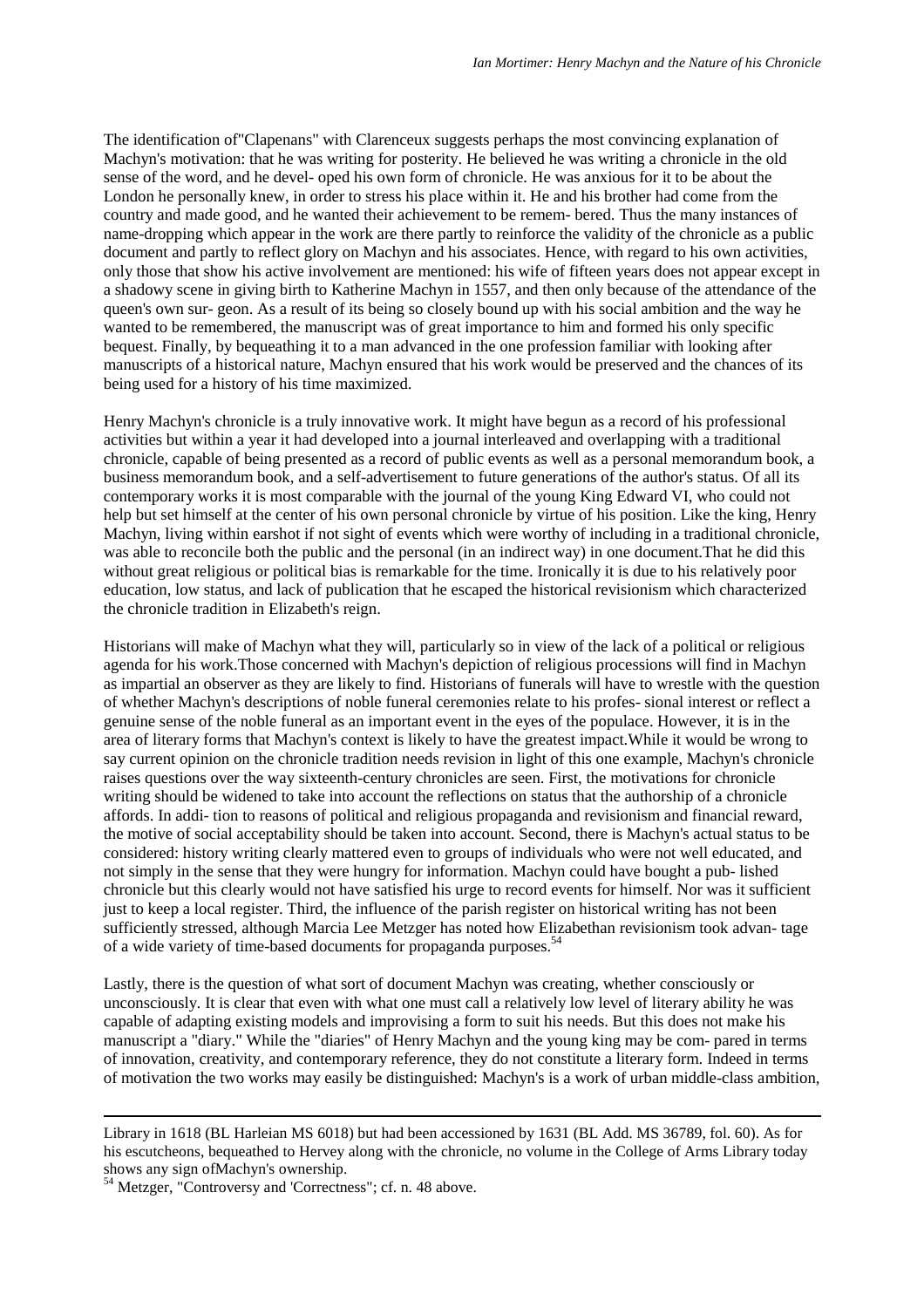The identification of"Clapenans" with Clarenceux suggests perhaps the most convincing explanation of Machyn's motivation: that he was writing for posterity. He believed he was writing a chronicle in the old sense of the word, and he devel- oped his own form of chronicle. He was anxious for it to be about the London he personally knew, in order to stress his place within it. He and his brother had come from the country and made good, and he wanted their achievement to be remem- bered. Thus the many instances of name-dropping which appear in the work are there partly to reinforce the validity of the chronicle as a public document and partly to reflect glory on Machyn and his associates. Hence, with regard to his own activities, only those that show his active involvement are mentioned: his wife of fifteen years does not appear except in a shadowy scene in giving birth to Katherine Machyn in 1557, and then only because of the attendance of the queen's own sur- geon. As a result of its being so closely bound up with his social ambition and the way he wanted to be remembered, the manuscript was of great importance to him and formed his only specific bequest. Finally, by bequeathing it to a man advanced in the one profession familiar with looking after manuscripts of a historical nature, Machyn ensured that his work would be preserved and the chances of its being used for a history of his time maximized.

Henry Machyn's chronicle is a truly innovative work. It might have begun as a record of his professional activities but within a year it had developed into a journal interleaved and overlapping with a traditional chronicle, capable of being presented as a record of public events as well as a personal memorandum book, a business memorandum book, and a self-advertisement to future generations of the author's status. Of all its contemporary works it is most comparable with the journal of the young King Edward VI, who could not help but set himself at the center of his own personal chronicle by virtue of his position. Like the king, Henry Machyn, living within earshot if not sight of events which were worthy of including in a traditional chronicle, was able to reconcile both the public and the personal (in an indirect way) in one document.That he did this without great religious or political bias is remarkable for the time. Ironically it is due to his relatively poor education, low status, and lack of publication that he escaped the historical revisionism which characterized the chronicle tradition in Elizabeth's reign.

Historians will make of Machyn what they will, particularly so in view of the lack of a political or religious agenda for his work.Those concerned with Machyn's depiction of religious processions will find in Machyn as impartial an observer as they are likely to find. Historians of funerals will have to wrestle with the question of whether Machyn's descriptions of noble funeral ceremonies relate to his profes- sional interest or reflect a genuine sense of the noble funeral as an important event in the eyes of the populace. However, it is in the area of literary forms that Machyn's context is likely to have the greatest impact.While it would be wrong to say current opinion on the chronicle tradition needs revision in light of this one example, Machyn's chronicle raises questions over the way sixteenth-century chronicles are seen. First, the motivations for chronicle writing should be widened to take into account the reflections on status that the authorship of a chronicle affords. In addi- tion to reasons of political and religious propaganda and revisionism and financial reward, the motive of social acceptability should be taken into account. Second, there is Machyn's actual status to be considered: history writing clearly mattered even to groups of individuals who were not well educated, and not simply in the sense that they were hungry for information. Machyn could have bought a pub- lished chronicle but this clearly would not have satisfied his urge to record events for himself. Nor was it sufficient just to keep a local register. Third, the influence of the parish register on historical writing has not been sufficiently stressed, although Marcia Lee Metzger has noted how Elizabethan revisionism took advan- tage of a wide variety of time-based documents for propaganda purposes.[54]

Lastly, there is the question of what sort of document Machyn was creating, whether consciously or unconsciously. It is clear that even with what one must call a relatively low level of literary ability he was capable of adapting existing models and improvising a form to suit his needs. But this does not make his manuscript a "diary." While the "diaries" of Henry Machyn and the young king may be com- pared in terms of innovation, creativity, and contemporary reference, they do not constitute a literary form. Indeed in terms of motivation the two works may easily be distinguished: Machyn's is a work of urban middle-class ambition,

---

Library in 1618 (BL Harleian MS 6018) but had been accessioned by 1631 (BL Add. MS 36789, fol. 60). As for his escutcheons, bequeathed to Hervey along with the chronicle, no volume in the College of Arms Library today shows any sign ofMachyn's ownership.

[54] Metzger, "Controversy and 'Correctness"; cf. n. 48 above.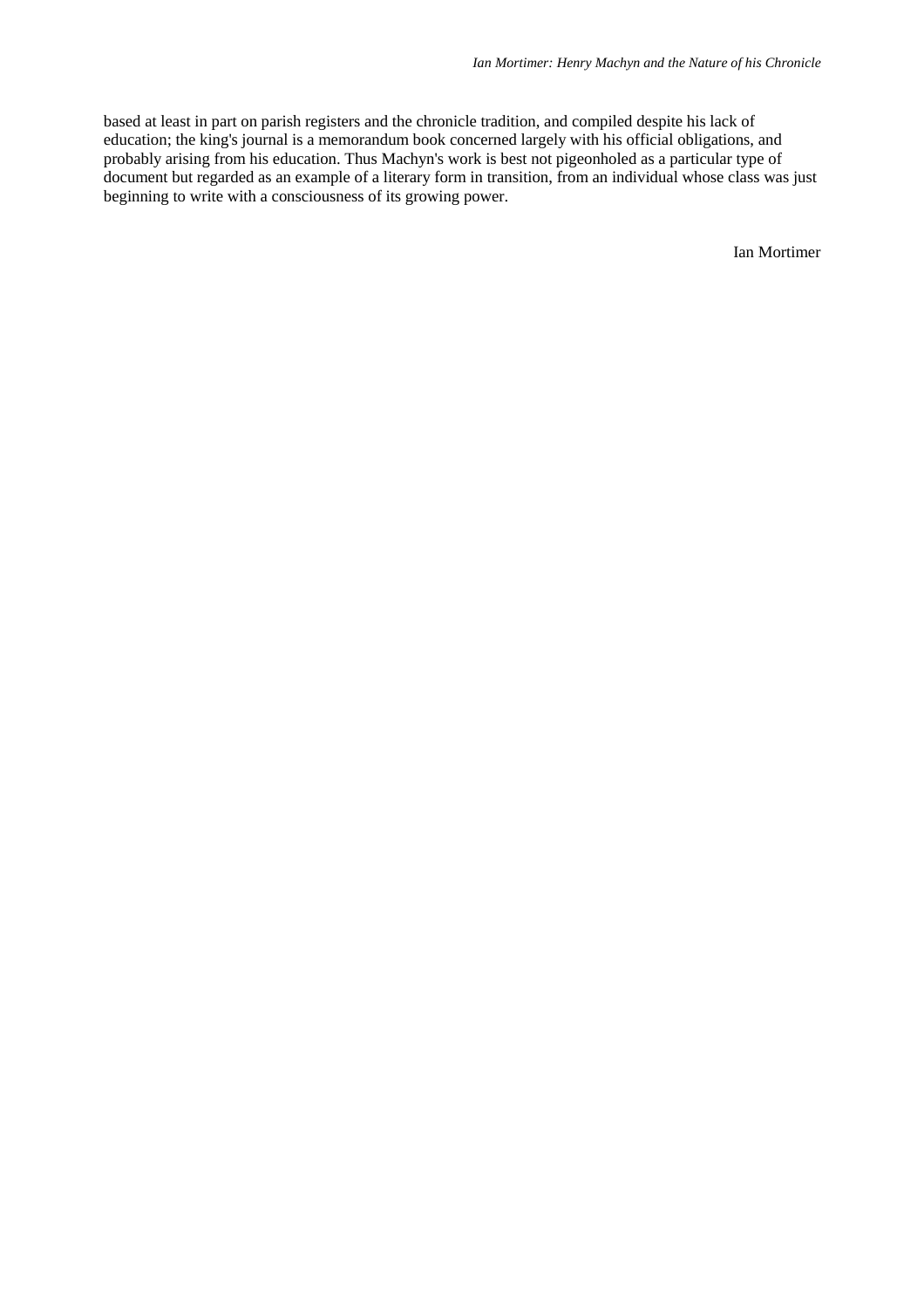based at least in part on parish registers and the chronicle tradition, and compiled despite his lack of education; the king's journal is a memorandum book concerned largely with his official obligations, and probably arising from his education. Thus Machyn's work is best not pigeonholed as a particular type of document but regarded as an example of a literary form in transition, from an individual whose class was just beginning to write with a consciousness of its growing power.

Ian Mortimer